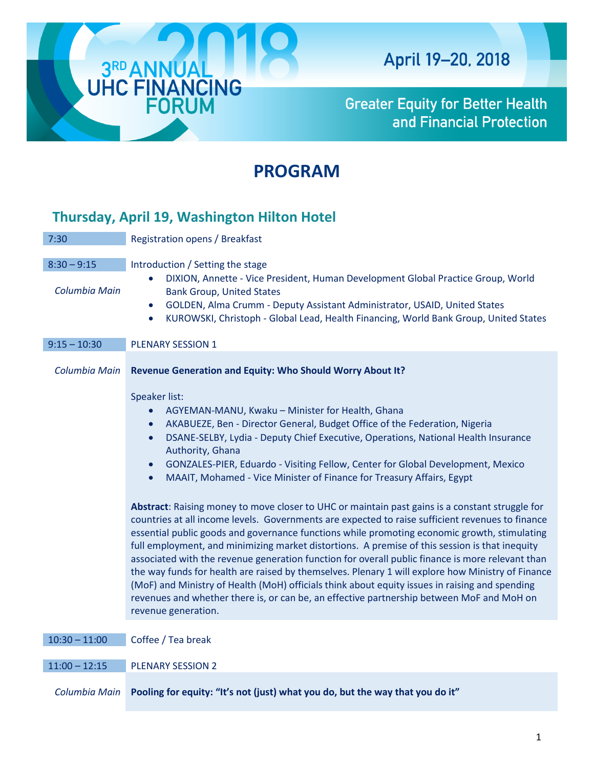# 3RD ANNUAL UHC FINANCING FORUM 2018

April 19–20, 2018

Greater Equity for Better Health and Financial Protection

# PROGRAM

## Thursday, April 19, Washington Hilton Hotel

**7:30** Registration opens / Breakfast

**8:30 – 9:15** Introduction / Setting the stage

*Columbia Main*

- DIXION, Annette - Vice President, Human Development Global Practice Group, World Bank Group, United States
- GOLDEN, Alma Crumm - Deputy Assistant Administrator, USAID, United States
- KUROWSKI, Christoph - Global Lead, Health Financing, World Bank Group, United States

**9:15 – 10:30** PLENARY SESSION 1

*Columbia Main*

**Revenue Generation and Equity: Who Should Worry About It?**

Speaker list:

- AGYEMAN-MANU, Kwaku – Minister for Health, Ghana
- AKABUEZE, Ben - Director General, Budget Office of the Federation, Nigeria
- DSANE-SELBY, Lydia - Deputy Chief Executive, Operations, National Health Insurance Authority, Ghana
- GONZALES-PIER, Eduardo - Visiting Fellow, Center for Global Development, Mexico
- MAAIT, Mohamed - Vice Minister of Finance for Treasury Affairs, Egypt

**Abstract**: Raising money to move closer to UHC or maintain past gains is a constant struggle for countries at all income levels. Governments are expected to raise sufficient revenues to finance essential public goods and governance functions while promoting economic growth, stimulating full employment, and minimizing market distortions. A premise of this session is that inequity associated with the revenue generation function for overall public finance is more relevant than the way funds for health are raised by themselves. Plenary 1 will explore how Ministry of Finance (MoF) and Ministry of Health (MoH) officials think about equity issues in raising and spending revenues and whether there is, or can be, an effective partnership between MoF and MoH on revenue generation.

**10:30 – 11:00** Coffee / Tea break

**11:00 – 12:15** PLENARY SESSION 2

*Columbia Main*

**Pooling for equity: "It's not (just) what you do, but the way that you do it"**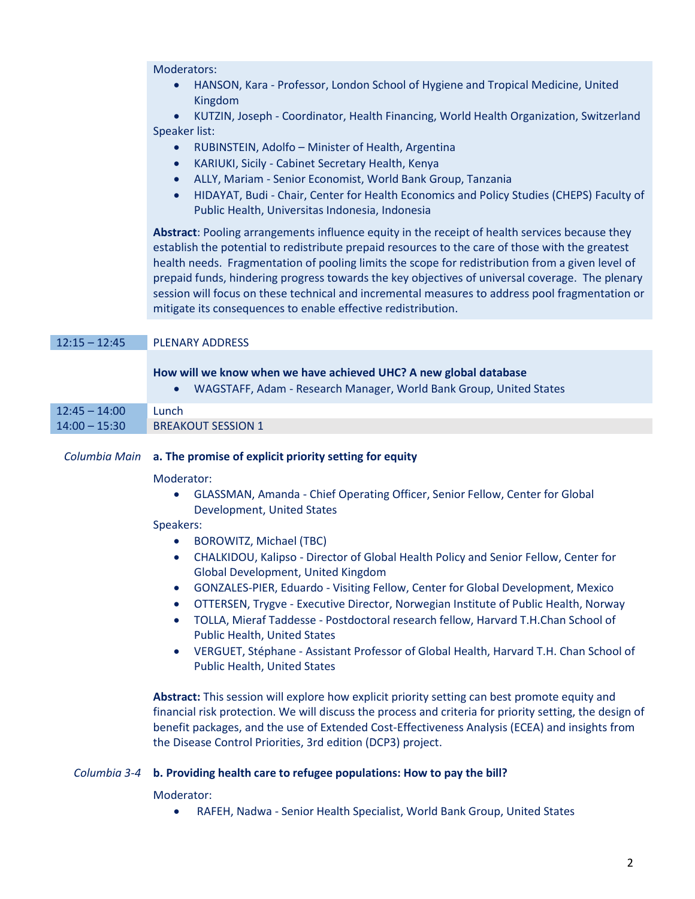Moderators:

- HANSON, Kara - Professor, London School of Hygiene and Tropical Medicine, United Kingdom
- KUTZIN, Joseph - Coordinator, Health Financing, World Health Organization, Switzerland

Speaker list:

- RUBINSTEIN, Adolfo – Minister of Health, Argentina
- KARIUKI, Sicily - Cabinet Secretary Health, Kenya
- ALLY, Mariam - Senior Economist, World Bank Group, Tanzania
- HIDAYAT, Budi - Chair, Center for Health Economics and Policy Studies (CHEPS) Faculty of Public Health, Universitas Indonesia, Indonesia

**Abstract**: Pooling arrangements influence equity in the receipt of health services because they establish the potential to redistribute prepaid resources to the care of those with the greatest health needs. Fragmentation of pooling limits the scope for redistribution from a given level of prepaid funds, hindering progress towards the key objectives of universal coverage. The plenary session will focus on these technical and incremental measures to address pool fragmentation or mitigate its consequences to enable effective redistribution.

| | |
|---|---|
| 12:15 – 12:45 | PLENARY ADDRESS |

**How will we know when we have achieved UHC? A new global database**

- WAGSTAFF, Adam - Research Manager, World Bank Group, United States

| | |
|---|---|
| 12:45 – 14:00 | Lunch |
| 14:00 – 15:30 | BREAKOUT SESSION 1 |

*Columbia Main* **a. The promise of explicit priority setting for equity**

Moderator:

- GLASSMAN, Amanda - Chief Operating Officer, Senior Fellow, Center for Global Development, United States

Speakers:

- BOROWITZ, Michael (TBC)
- CHALKIDOU, Kalipso - Director of Global Health Policy and Senior Fellow, Center for Global Development, United Kingdom
- GONZALES-PIER, Eduardo - Visiting Fellow, Center for Global Development, Mexico
- OTTERSEN, Trygve - Executive Director, Norwegian Institute of Public Health, Norway
- TOLLA, Mieraf Taddesse - Postdoctoral research fellow, Harvard T.H.Chan School of Public Health, United States
- VERGUET, Stéphane - Assistant Professor of Global Health, Harvard T.H. Chan School of Public Health, United States

**Abstract:** This session will explore how explicit priority setting can best promote equity and financial risk protection. We will discuss the process and criteria for priority setting, the design of benefit packages, and the use of Extended Cost-Effectiveness Analysis (ECEA) and insights from the Disease Control Priorities, 3rd edition (DCP3) project.

*Columbia 3-4* **b. Providing health care to refugee populations: How to pay the bill?**

Moderator:

- RAFEH, Nadwa - Senior Health Specialist, World Bank Group, United States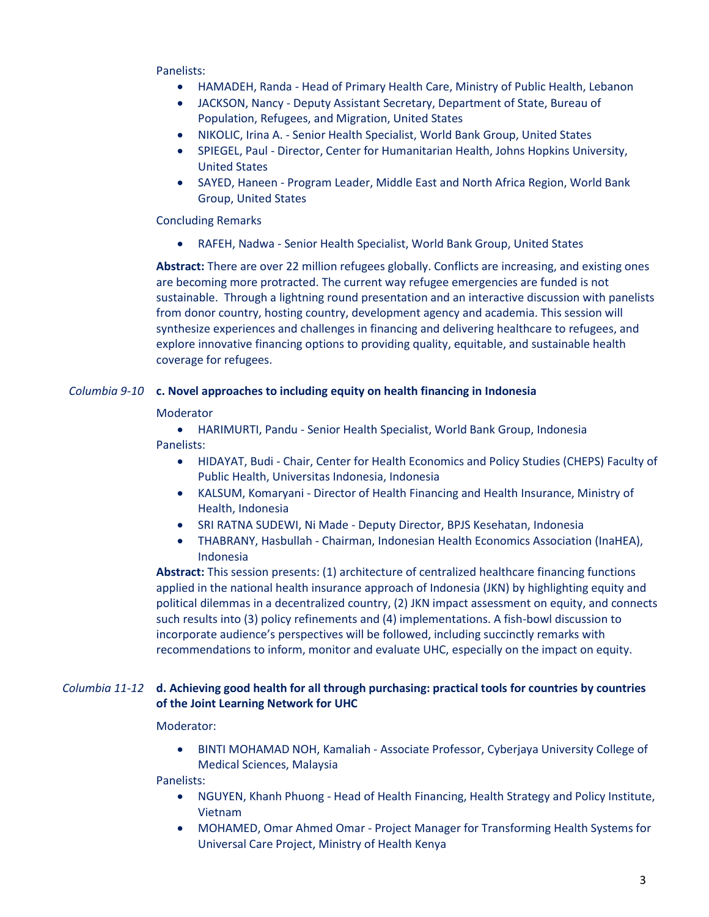Panelists:

- HAMADEH, Randa - Head of Primary Health Care, Ministry of Public Health, Lebanon
- JACKSON, Nancy - Deputy Assistant Secretary, Department of State, Bureau of Population, Refugees, and Migration, United States
- NIKOLIC, Irina A. - Senior Health Specialist, World Bank Group, United States
- SPIEGEL, Paul - Director, Center for Humanitarian Health, Johns Hopkins University, United States
- SAYED, Haneen - Program Leader, Middle East and North Africa Region, World Bank Group, United States

Concluding Remarks

- RAFEH, Nadwa - Senior Health Specialist, World Bank Group, United States

**Abstract:** There are over 22 million refugees globally. Conflicts are increasing, and existing ones are becoming more protracted. The current way refugee emergencies are funded is not sustainable. Through a lightning round presentation and an interactive discussion with panelists from donor country, hosting country, development agency and academia. This session will synthesize experiences and challenges in financing and delivering healthcare to refugees, and explore innovative financing options to providing quality, equitable, and sustainable health coverage for refugees.

*Columbia 9-10* **c. Novel approaches to including equity on health financing in Indonesia**

Moderator

- HARIMURTI, Pandu - Senior Health Specialist, World Bank Group, Indonesia

Panelists:

- HIDAYAT, Budi - Chair, Center for Health Economics and Policy Studies (CHEPS) Faculty of Public Health, Universitas Indonesia, Indonesia
- KALSUM, Komaryani - Director of Health Financing and Health Insurance, Ministry of Health, Indonesia
- SRI RATNA SUDEWI, Ni Made - Deputy Director, BPJS Kesehatan, Indonesia
- THABRANY, Hasbullah - Chairman, Indonesian Health Economics Association (InaHEA), Indonesia

**Abstract:** This session presents: (1) architecture of centralized healthcare financing functions applied in the national health insurance approach of Indonesia (JKN) by highlighting equity and political dilemmas in a decentralized country, (2) JKN impact assessment on equity, and connects such results into (3) policy refinements and (4) implementations. A fish-bowl discussion to incorporate audience's perspectives will be followed, including succinctly remarks with recommendations to inform, monitor and evaluate UHC, especially on the impact on equity.

*Columbia 11-12* **d. Achieving good health for all through purchasing: practical tools for countries by countries of the Joint Learning Network for UHC**

Moderator:

- BINTI MOHAMAD NOH, Kamaliah - Associate Professor, Cyberjaya University College of Medical Sciences, Malaysia

Panelists:

- NGUYEN, Khanh Phuong - Head of Health Financing, Health Strategy and Policy Institute, Vietnam
- MOHAMED, Omar Ahmed Omar - Project Manager for Transforming Health Systems for Universal Care Project, Ministry of Health Kenya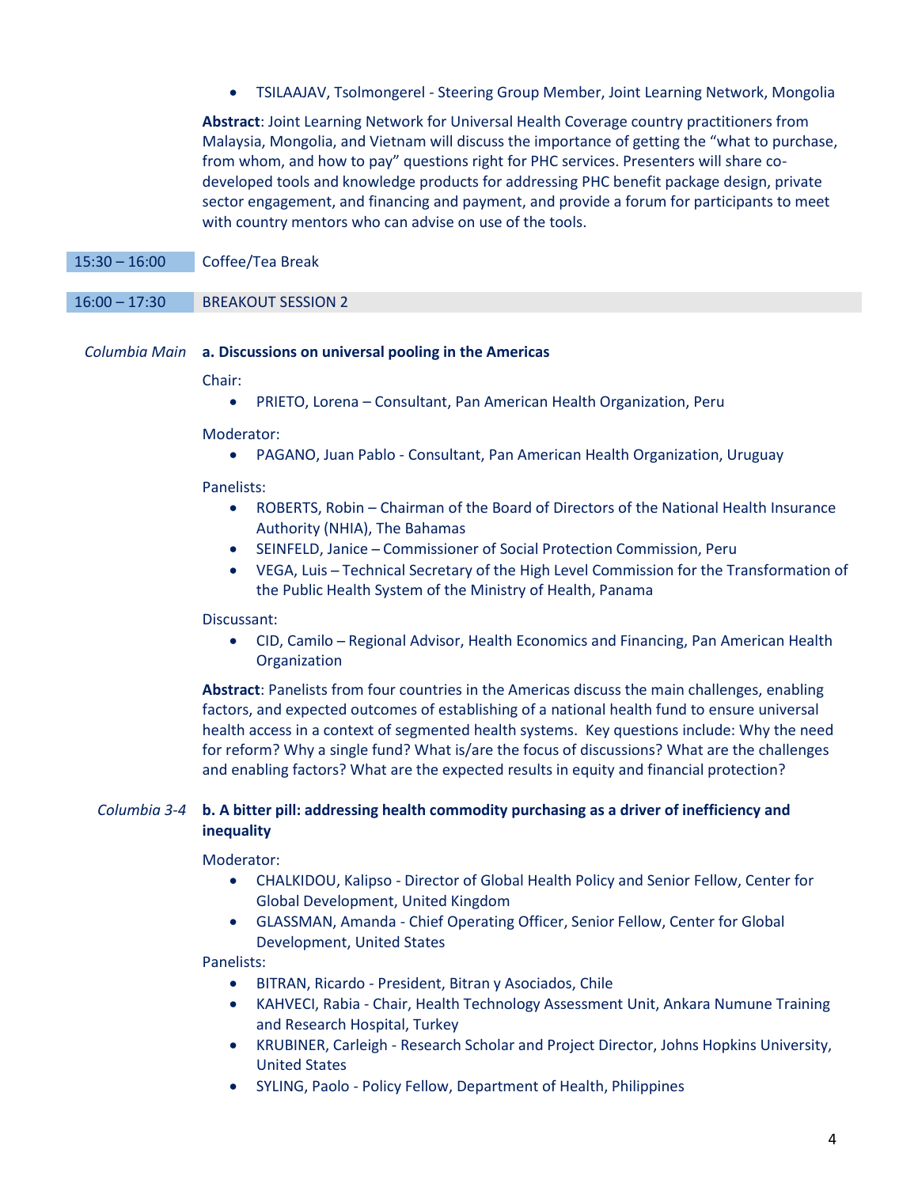- TSILAAJAV, Tsolmongerel - Steering Group Member, Joint Learning Network, Mongolia

**Abstract**: Joint Learning Network for Universal Health Coverage country practitioners from Malaysia, Mongolia, and Vietnam will discuss the importance of getting the "what to purchase, from whom, and how to pay" questions right for PHC services. Presenters will share co-developed tools and knowledge products for addressing PHC benefit package design, private sector engagement, and financing and payment, and provide a forum for participants to meet with country mentors who can advise on use of the tools.

| 15:30 – 16:00 | Coffee/Tea Break |
|---|---|
| 16:00 – 17:30 | BREAKOUT SESSION 2 |

*Columbia Main* **a. Discussions on universal pooling in the Americas**

Chair:

- PRIETO, Lorena – Consultant, Pan American Health Organization, Peru

Moderator:

- PAGANO, Juan Pablo - Consultant, Pan American Health Organization, Uruguay

Panelists:

- ROBERTS, Robin – Chairman of the Board of Directors of the National Health Insurance Authority (NHIA), The Bahamas
- SEINFELD, Janice – Commissioner of Social Protection Commission, Peru
- VEGA, Luis – Technical Secretary of the High Level Commission for the Transformation of the Public Health System of the Ministry of Health, Panama

Discussant:

- CID, Camilo – Regional Advisor, Health Economics and Financing, Pan American Health Organization

**Abstract**: Panelists from four countries in the Americas discuss the main challenges, enabling factors, and expected outcomes of establishing of a national health fund to ensure universal health access in a context of segmented health systems. Key questions include: Why the need for reform? Why a single fund? What is/are the focus of discussions? What are the challenges and enabling factors? What are the expected results in equity and financial protection?

*Columbia 3-4* **b. A bitter pill: addressing health commodity purchasing as a driver of inefficiency and inequality**

Moderator:

- CHALKIDOU, Kalipso - Director of Global Health Policy and Senior Fellow, Center for Global Development, United Kingdom
- GLASSMAN, Amanda - Chief Operating Officer, Senior Fellow, Center for Global Development, United States

Panelists:

- BITRAN, Ricardo - President, Bitran y Asociados, Chile
- KAHVECI, Rabia - Chair, Health Technology Assessment Unit, Ankara Numune Training and Research Hospital, Turkey
- KRUBINER, Carleigh - Research Scholar and Project Director, Johns Hopkins University, United States
- SYLING, Paolo - Policy Fellow, Department of Health, Philippines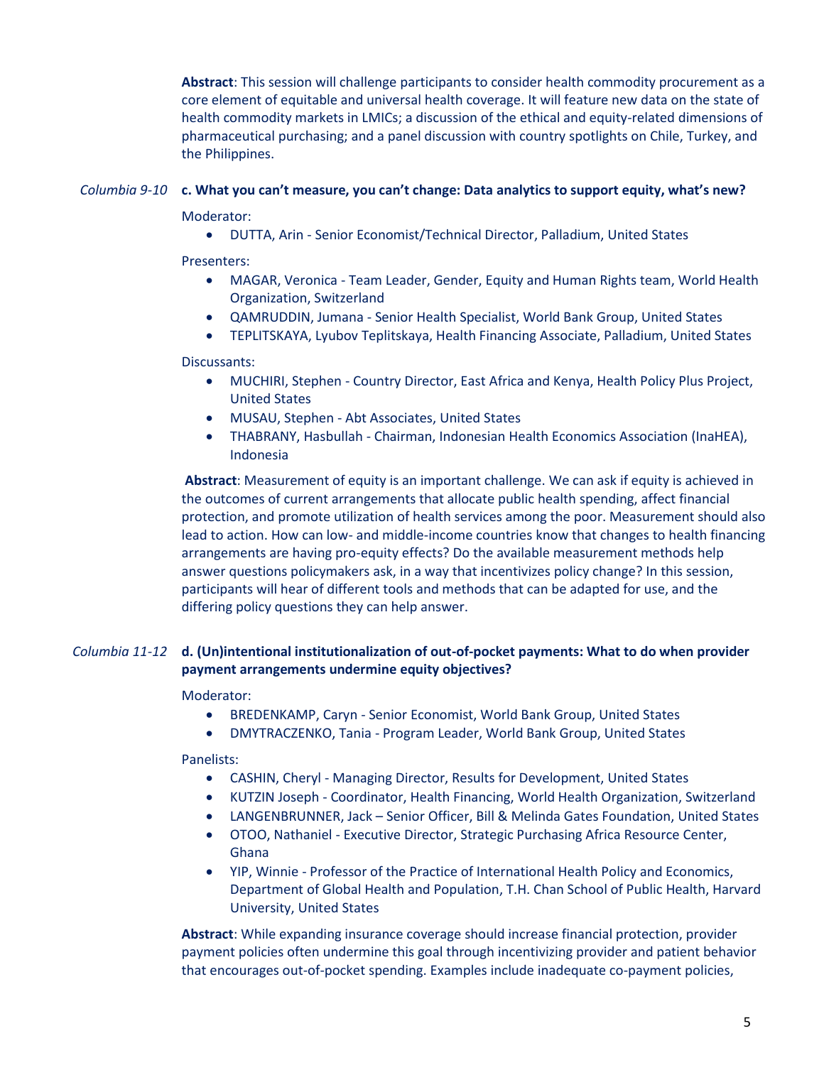**Abstract**: This session will challenge participants to consider health commodity procurement as a core element of equitable and universal health coverage. It will feature new data on the state of health commodity markets in LMICs; a discussion of the ethical and equity-related dimensions of pharmaceutical purchasing; and a panel discussion with country spotlights on Chile, Turkey, and the Philippines.

*Columbia 9-10* **c. What you can't measure, you can't change: Data analytics to support equity, what's new?**

Moderator:

- DUTTA, Arin - Senior Economist/Technical Director, Palladium, United States

Presenters:

- MAGAR, Veronica - Team Leader, Gender, Equity and Human Rights team, World Health Organization, Switzerland
- QAMRUDDIN, Jumana - Senior Health Specialist, World Bank Group, United States
- TEPLITSKAYA, Lyubov Teplitskaya, Health Financing Associate, Palladium, United States

Discussants:

- MUCHIRI, Stephen - Country Director, East Africa and Kenya, Health Policy Plus Project, United States
- MUSAU, Stephen - Abt Associates, United States
- THABRANY, Hasbullah - Chairman, Indonesian Health Economics Association (InaHEA), Indonesia

**Abstract**: Measurement of equity is an important challenge. We can ask if equity is achieved in the outcomes of current arrangements that allocate public health spending, affect financial protection, and promote utilization of health services among the poor. Measurement should also lead to action. How can low- and middle-income countries know that changes to health financing arrangements are having pro-equity effects? Do the available measurement methods help answer questions policymakers ask, in a way that incentivizes policy change? In this session, participants will hear of different tools and methods that can be adapted for use, and the differing policy questions they can help answer.

*Columbia 11-12* **d. (Un)intentional institutionalization of out-of-pocket payments: What to do when provider payment arrangements undermine equity objectives?**

Moderator:

- BREDENKAMP, Caryn - Senior Economist, World Bank Group, United States
- DMYTRACZENKO, Tania - Program Leader, World Bank Group, United States

Panelists:

- CASHIN, Cheryl - Managing Director, Results for Development, United States
- KUTZIN Joseph - Coordinator, Health Financing, World Health Organization, Switzerland
- LANGENBRUNNER, Jack – Senior Officer, Bill & Melinda Gates Foundation, United States
- OTOO, Nathaniel - Executive Director, Strategic Purchasing Africa Resource Center, Ghana
- YIP, Winnie - Professor of the Practice of International Health Policy and Economics, Department of Global Health and Population, T.H. Chan School of Public Health, Harvard University, United States

**Abstract**: While expanding insurance coverage should increase financial protection, provider payment policies often undermine this goal through incentivizing provider and patient behavior that encourages out-of-pocket spending. Examples include inadequate co-payment policies,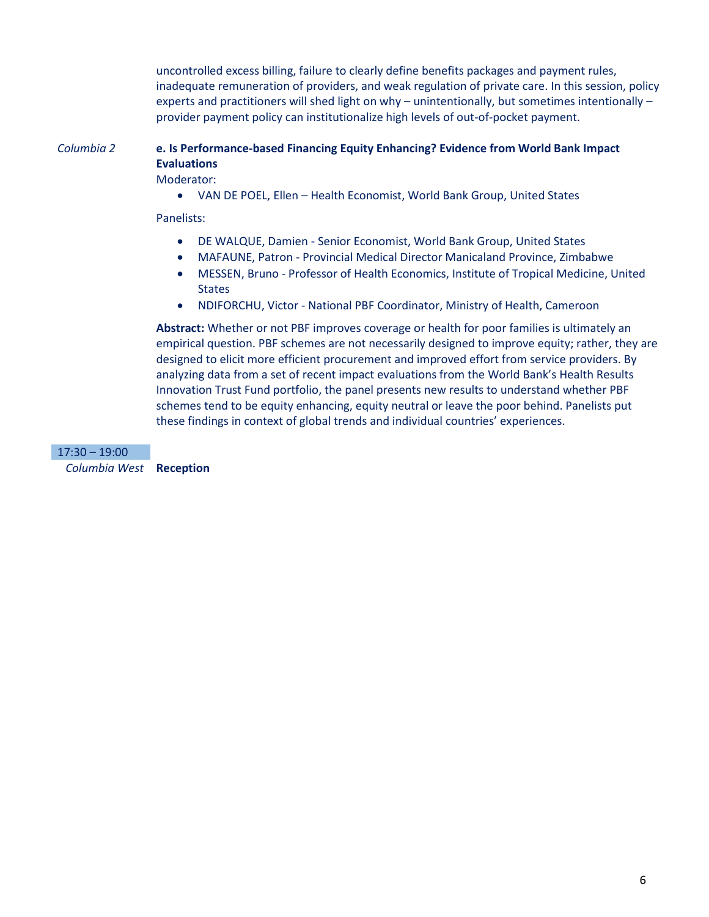uncontrolled excess billing, failure to clearly define benefits packages and payment rules, inadequate remuneration of providers, and weak regulation of private care. In this session, policy experts and practitioners will shed light on why – unintentionally, but sometimes intentionally – provider payment policy can institutionalize high levels of out-of-pocket payment.

*Columbia 2*

**e. Is Performance-based Financing Equity Enhancing? Evidence from World Bank Impact Evaluations**

Moderator:

- VAN DE POEL, Ellen – Health Economist, World Bank Group, United States

Panelists:

- DE WALQUE, Damien - Senior Economist, World Bank Group, United States
- MAFAUNE, Patron - Provincial Medical Director Manicaland Province, Zimbabwe
- MESSEN, Bruno - Professor of Health Economics, Institute of Tropical Medicine, United States
- NDIFORCHU, Victor - National PBF Coordinator, Ministry of Health, Cameroon

**Abstract:** Whether or not PBF improves coverage or health for poor families is ultimately an empirical question. PBF schemes are not necessarily designed to improve equity; rather, they are designed to elicit more efficient procurement and improved effort from service providers. By analyzing data from a set of recent impact evaluations from the World Bank's Health Results Innovation Trust Fund portfolio, the panel presents new results to understand whether PBF schemes tend to be equity enhancing, equity neutral or leave the poor behind. Panelists put these findings in context of global trends and individual countries' experiences.

17:30 – 19:00

*Columbia West* **Reception**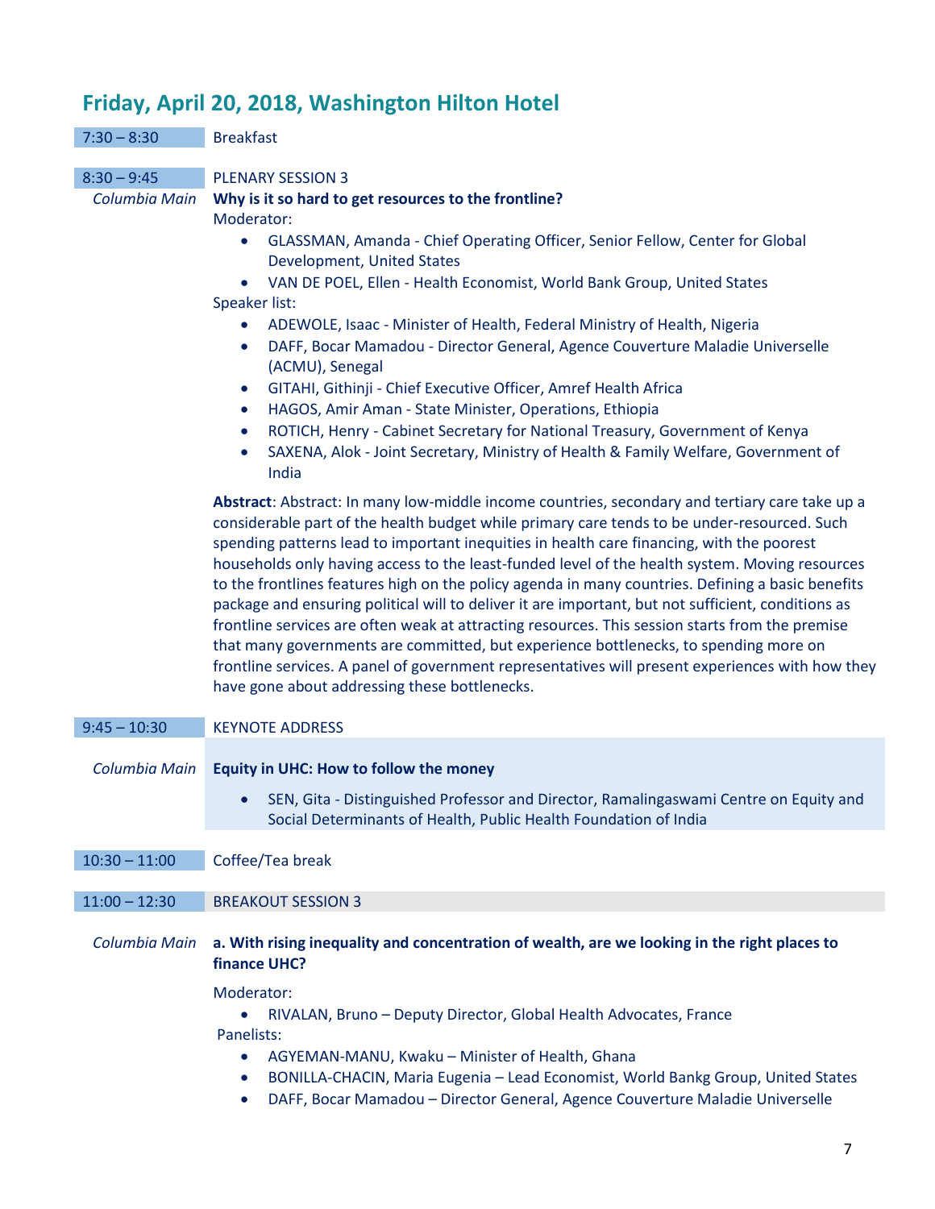## Friday, April 20, 2018, Washington Hilton Hotel

**7:30 – 8:30** Breakfast

**8:30 – 9:45** PLENARY SESSION 3

*Columbia Main* **Why is it so hard to get resources to the frontline?**

Moderator:

- GLASSMAN, Amanda - Chief Operating Officer, Senior Fellow, Center for Global Development, United States
- VAN DE POEL, Ellen - Health Economist, World Bank Group, United States

Speaker list:

- ADEWOLE, Isaac - Minister of Health, Federal Ministry of Health, Nigeria
- DAFF, Bocar Mamadou - Director General, Agence Couverture Maladie Universelle (ACMU), Senegal
- GITAHI, Githinji - Chief Executive Officer, Amref Health Africa
- HAGOS, Amir Aman - State Minister, Operations, Ethiopia
- ROTICH, Henry - Cabinet Secretary for National Treasury, Government of Kenya
- SAXENA, Alok - Joint Secretary, Ministry of Health & Family Welfare, Government of India

**Abstract**: Abstract: In many low-middle income countries, secondary and tertiary care take up a considerable part of the health budget while primary care tends to be under-resourced. Such spending patterns lead to important inequities in health care financing, with the poorest households only having access to the least-funded level of the health system. Moving resources to the frontlines features high on the policy agenda in many countries. Defining a basic benefits package and ensuring political will to deliver it are important, but not sufficient, conditions as frontline services are often weak at attracting resources. This session starts from the premise that many governments are committed, but experience bottlenecks, to spending more on frontline services. A panel of government representatives will present experiences with how they have gone about addressing these bottlenecks.

**9:45 – 10:30** KEYNOTE ADDRESS

*Columbia Main* **Equity in UHC: How to follow the money**

- SEN, Gita - Distinguished Professor and Director, Ramalingaswami Centre on Equity and Social Determinants of Health, Public Health Foundation of India

**10:30 – 11:00** Coffee/Tea break

**11:00 – 12:30** BREAKOUT SESSION 3

*Columbia Main* **a. With rising inequality and concentration of wealth, are we looking in the right places to finance UHC?**

Moderator:

- RIVALAN, Bruno – Deputy Director, Global Health Advocates, France

Panelists:

- AGYEMAN-MANU, Kwaku – Minister of Health, Ghana
- BONILLA-CHACIN, Maria Eugenia – Lead Economist, World Bankg Group, United States
- DAFF, Bocar Mamadou – Director General, Agence Couverture Maladie Universelle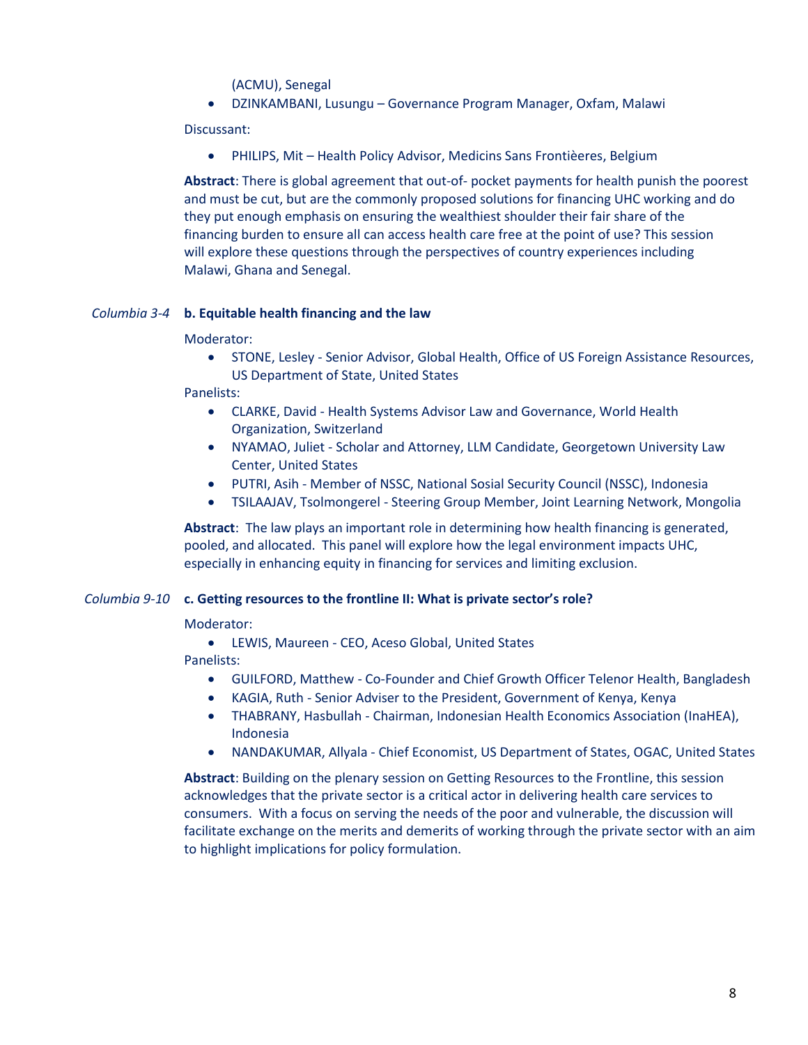(ACMU), Senegal

- DZINKAMBANI, Lusungu – Governance Program Manager, Oxfam, Malawi

Discussant:

- PHILIPS, Mit – Health Policy Advisor, Medicins Sans Frontièeres, Belgium

**Abstract**: There is global agreement that out-of- pocket payments for health punish the poorest and must be cut, but are the commonly proposed solutions for financing UHC working and do they put enough emphasis on ensuring the wealthiest shoulder their fair share of the financing burden to ensure all can access health care free at the point of use? This session will explore these questions through the perspectives of country experiences including Malawi, Ghana and Senegal.

*Columbia 3-4* **b. Equitable health financing and the law**

Moderator:

- STONE, Lesley - Senior Advisor, Global Health, Office of US Foreign Assistance Resources, US Department of State, United States

Panelists:

- CLARKE, David - Health Systems Advisor Law and Governance, World Health Organization, Switzerland
- NYAMAO, Juliet - Scholar and Attorney, LLM Candidate, Georgetown University Law Center, United States
- PUTRI, Asih - Member of NSSC, National Sosial Security Council (NSSC), Indonesia
- TSILAAJAV, Tsolmongerel - Steering Group Member, Joint Learning Network, Mongolia

**Abstract**: The law plays an important role in determining how health financing is generated, pooled, and allocated. This panel will explore how the legal environment impacts UHC, especially in enhancing equity in financing for services and limiting exclusion.

*Columbia 9-10* **c. Getting resources to the frontline II: What is private sector's role?**

Moderator:

- LEWIS, Maureen - CEO, Aceso Global, United States

Panelists:

- GUILFORD, Matthew - Co-Founder and Chief Growth Officer Telenor Health, Bangladesh
- KAGIA, Ruth - Senior Adviser to the President, Government of Kenya, Kenya
- THABRANY, Hasbullah - Chairman, Indonesian Health Economics Association (InaHEA), Indonesia
- NANDAKUMAR, Allyala - Chief Economist, US Department of States, OGAC, United States

**Abstract**: Building on the plenary session on Getting Resources to the Frontline, this session acknowledges that the private sector is a critical actor in delivering health care services to consumers. With a focus on serving the needs of the poor and vulnerable, the discussion will facilitate exchange on the merits and demerits of working through the private sector with an aim to highlight implications for policy formulation.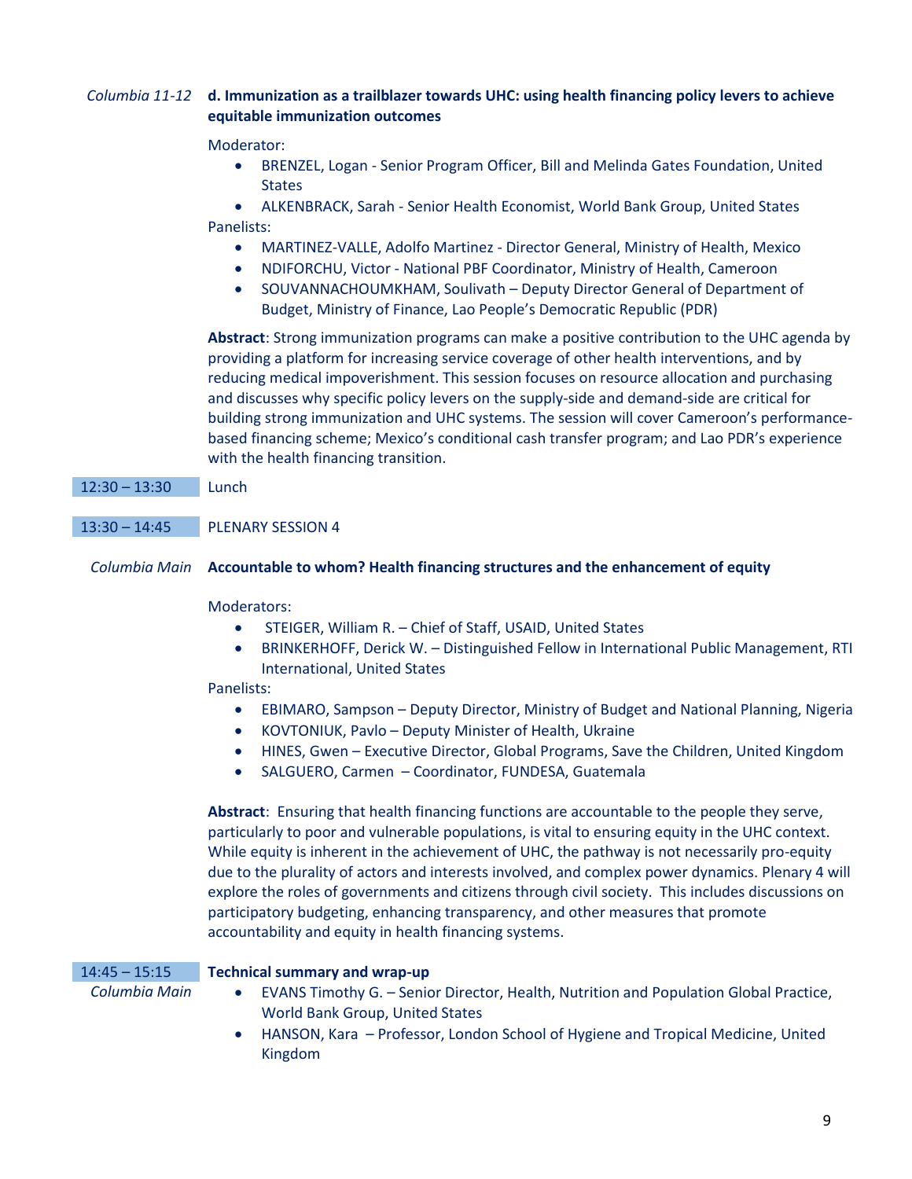*Columbia 11-12* **d. Immunization as a trailblazer towards UHC: using health financing policy levers to achieve equitable immunization outcomes**

Moderator:

- BRENZEL, Logan - Senior Program Officer, Bill and Melinda Gates Foundation, United States
- ALKENBRACK, Sarah - Senior Health Economist, World Bank Group, United States

Panelists:

- MARTINEZ-VALLE, Adolfo Martinez - Director General, Ministry of Health, Mexico
- NDIFORCHU, Victor - National PBF Coordinator, Ministry of Health, Cameroon
- SOUVANNACHOUMKHAM, Soulivath – Deputy Director General of Department of Budget, Ministry of Finance, Lao People's Democratic Republic (PDR)

**Abstract**: Strong immunization programs can make a positive contribution to the UHC agenda by providing a platform for increasing service coverage of other health interventions, and by reducing medical impoverishment. This session focuses on resource allocation and purchasing and discusses why specific policy levers on the supply-side and demand-side are critical for building strong immunization and UHC systems. The session will cover Cameroon's performance-based financing scheme; Mexico's conditional cash transfer program; and Lao PDR's experience with the health financing transition.

12:30 – 13:30 Lunch

13:30 – 14:45 PLENARY SESSION 4

*Columbia Main* **Accountable to whom? Health financing structures and the enhancement of equity**

Moderators:

- STEIGER, William R. – Chief of Staff, USAID, United States
- BRINKERHOFF, Derick W. – Distinguished Fellow in International Public Management, RTI International, United States

Panelists:

- EBIMARO, Sampson – Deputy Director, Ministry of Budget and National Planning, Nigeria
- KOVTONIUK, Pavlo – Deputy Minister of Health, Ukraine
- HINES, Gwen – Executive Director, Global Programs, Save the Children, United Kingdom
- SALGUERO, Carmen – Coordinator, FUNDESA, Guatemala

**Abstract**: Ensuring that health financing functions are accountable to the people they serve, particularly to poor and vulnerable populations, is vital to ensuring equity in the UHC context. While equity is inherent in the achievement of UHC, the pathway is not necessarily pro-equity due to the plurality of actors and interests involved, and complex power dynamics. Plenary 4 will explore the roles of governments and citizens through civil society. This includes discussions on participatory budgeting, enhancing transparency, and other measures that promote accountability and equity in health financing systems.

14:45 – 15:15 **Technical summary and wrap-up**

*Columbia Main*

- EVANS Timothy G. – Senior Director, Health, Nutrition and Population Global Practice, World Bank Group, United States
- HANSON, Kara – Professor, London School of Hygiene and Tropical Medicine, United Kingdom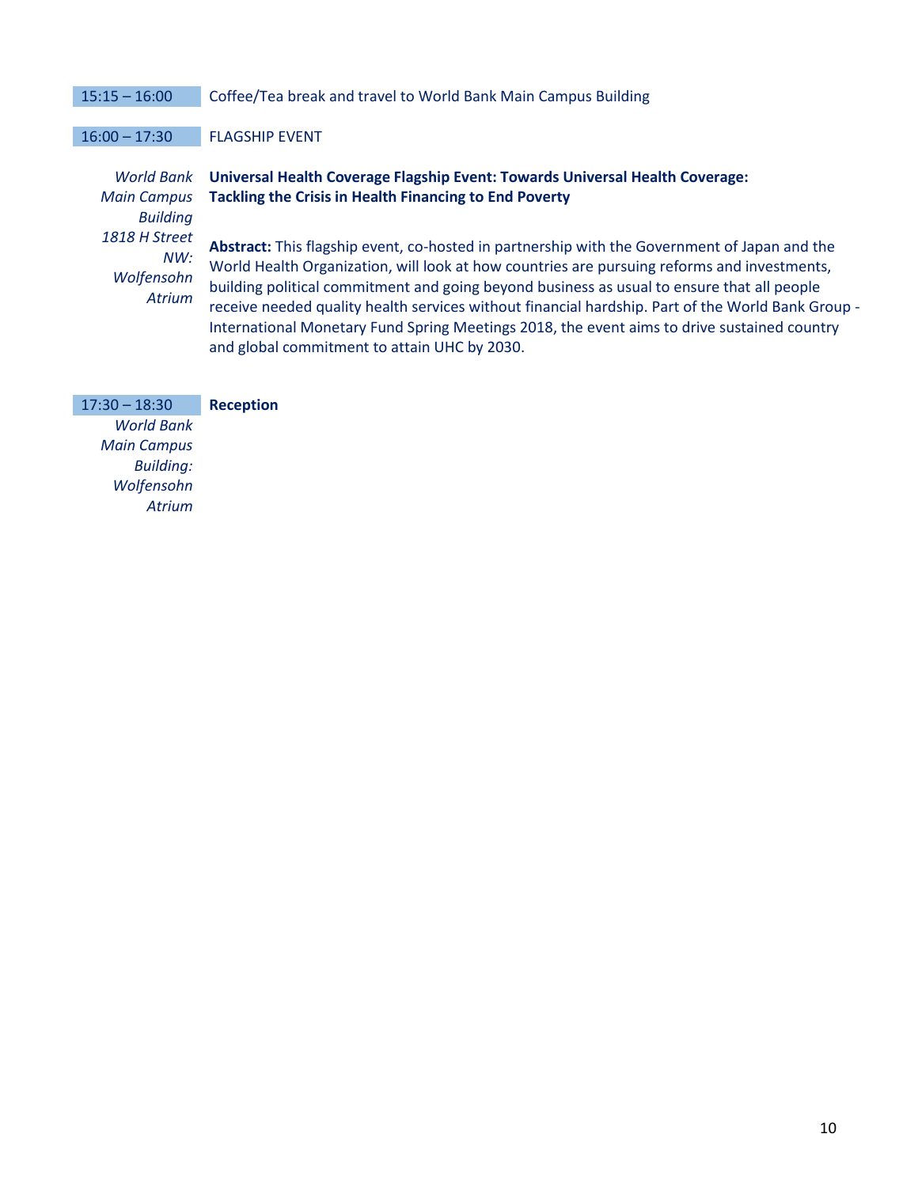**15:15 – 16:00** Coffee/Tea break and travel to World Bank Main Campus Building

**16:00 – 17:30** FLAGSHIP EVENT

*World Bank Main Campus Building 1818 H Street NW: Wolfensohn Atrium*

**Universal Health Coverage Flagship Event: Towards Universal Health Coverage: Tackling the Crisis in Health Financing to End Poverty**

**Abstract:** This flagship event, co-hosted in partnership with the Government of Japan and the World Health Organization, will look at how countries are pursuing reforms and investments, building political commitment and going beyond business as usual to ensure that all people receive needed quality health services without financial hardship. Part of the World Bank Group - International Monetary Fund Spring Meetings 2018, the event aims to drive sustained country and global commitment to attain UHC by 2030.

**17:30 – 18:30** **Reception**

*World Bank Main Campus Building: Wolfensohn Atrium*